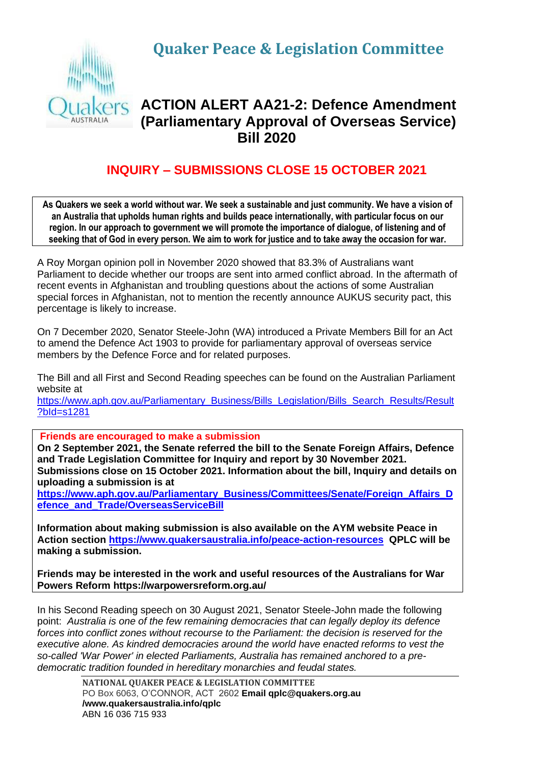# Quaker Peace & Legislation Committee

Quakers AUSTRALIA

## ACTION ALERT AA21-2: Defence Amendment (Parliamentary Approval of Overseas Service) Bill 2020

## INQUIRY – SUBMISSIONS CLOSE 15 OCTOBER 2021

**As Quakers we seek a world without war. We seek a sustainable and just community. We have a vision of an Australia that upholds human rights and builds peace internationally, with particular focus on our region. In our approach to government we will promote the importance of dialogue, of listening and of seeking that of God in every person. We aim to work for justice and to take away the occasion for war.**

A Roy Morgan opinion poll in November 2020 showed that 83.3% of Australians want Parliament to decide whether our troops are sent into armed conflict abroad. In the aftermath of recent events in Afghanistan and troubling questions about the actions of some Australian special forces in Afghanistan, not to mention the recently announce AUKUS security pact, this percentage is likely to increase.

On 7 December 2020, Senator Steele-John (WA) introduced a Private Members Bill for an Act to amend the Defence Act 1903 to provide for parliamentary approval of overseas service members by the Defence Force and for related purposes.

The Bill and all First and Second Reading speeches can be found on the Australian Parliament website at
https://www.aph.gov.au/Parliamentary_Business/Bills_Legislation/Bills_Search_Results/Result?bId=s1281

**Friends are encouraged to make a submission**

**On 2 September 2021, the Senate referred the bill to the Senate Foreign Affairs, Defence and Trade Legislation Committee for Inquiry and report by 30 November 2021. Submissions close on 15 October 2021. Information about the bill, Inquiry and details on uploading a submission is at**
**https://www.aph.gov.au/Parliamentary_Business/Committees/Senate/Foreign_Affairs_Defence_and_Trade/OverseasServiceBill**

**Information about making submission is also available on the AYM website Peace in Action section https://www.quakersaustralia.info/peace-action-resources QPLC will be making a submission.**

**Friends may be interested in the work and useful resources of the Australians for War Powers Reform https://warpowersreform.org.au/**

In his Second Reading speech on 30 August 2021, Senator Steele-John made the following point: *Australia is one of the few remaining democracies that can legally deploy its defence forces into conflict zones without recourse to the Parliament: the decision is reserved for the executive alone. As kindred democracies around the world have enacted reforms to vest the so-called 'War Power' in elected Parliaments, Australia has remained anchored to a pre-democratic tradition founded in hereditary monarchies and feudal states.*

NATIONAL QUAKER PEACE & LEGISLATION COMMITTEE
PO Box 6063, O'CONNOR, ACT 2602 **Email qplc@quakers.org.au**
**/www.quakersaustralia.info/qplc**
ABN 16 036 715 933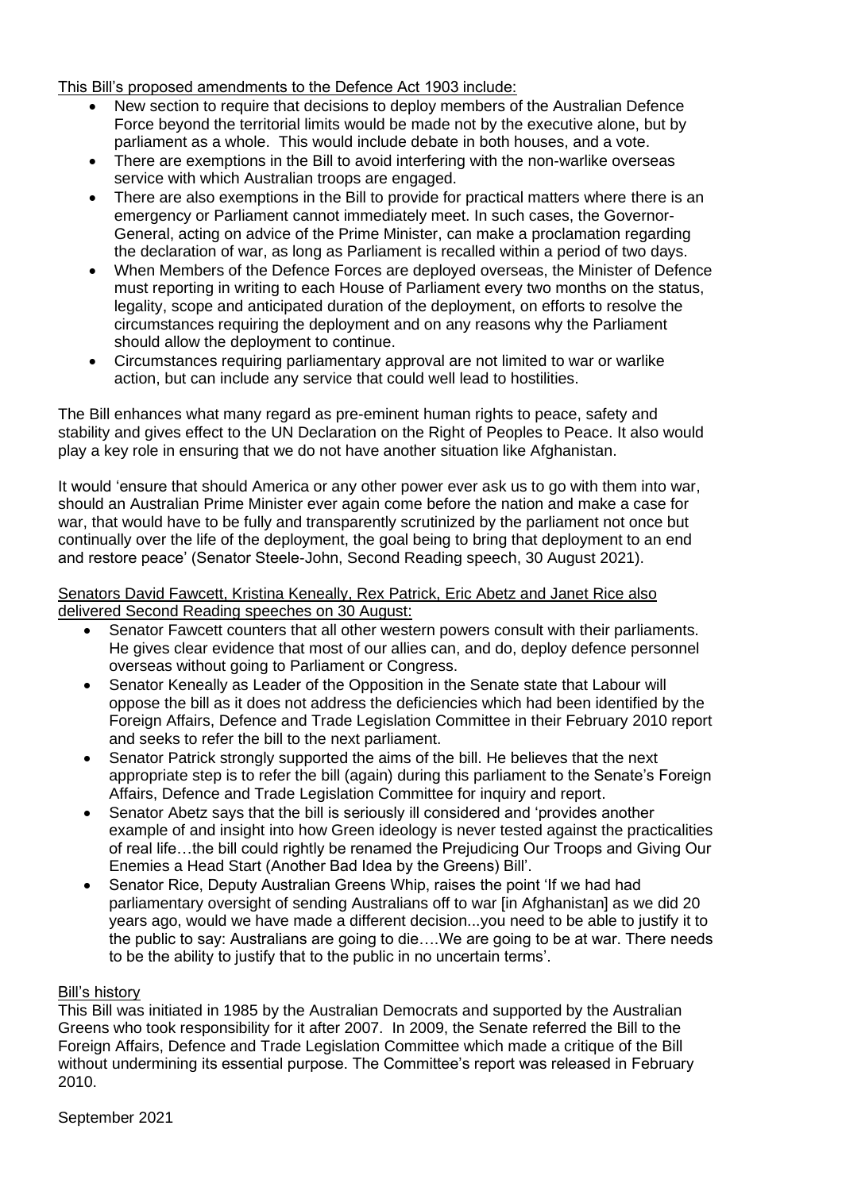This Bill's proposed amendments to the Defence Act 1903 include:

- New section to require that decisions to deploy members of the Australian Defence Force beyond the territorial limits would be made not by the executive alone, but by parliament as a whole. This would include debate in both houses, and a vote.
- There are exemptions in the Bill to avoid interfering with the non-warlike overseas service with which Australian troops are engaged.
- There are also exemptions in the Bill to provide for practical matters where there is an emergency or Parliament cannot immediately meet. In such cases, the Governor-General, acting on advice of the Prime Minister, can make a proclamation regarding the declaration of war, as long as Parliament is recalled within a period of two days.
- When Members of the Defence Forces are deployed overseas, the Minister of Defence must reporting in writing to each House of Parliament every two months on the status, legality, scope and anticipated duration of the deployment, on efforts to resolve the circumstances requiring the deployment and on any reasons why the Parliament should allow the deployment to continue.
- Circumstances requiring parliamentary approval are not limited to war or warlike action, but can include any service that could well lead to hostilities.

The Bill enhances what many regard as pre-eminent human rights to peace, safety and stability and gives effect to the UN Declaration on the Right of Peoples to Peace. It also would play a key role in ensuring that we do not have another situation like Afghanistan.

It would 'ensure that should America or any other power ever ask us to go with them into war, should an Australian Prime Minister ever again come before the nation and make a case for war, that would have to be fully and transparently scrutinized by the parliament not once but continually over the life of the deployment, the goal being to bring that deployment to an end and restore peace' (Senator Steele-John, Second Reading speech, 30 August 2021).

Senators David Fawcett, Kristina Keneally, Rex Patrick, Eric Abetz and Janet Rice also delivered Second Reading speeches on 30 August:

- Senator Fawcett counters that all other western powers consult with their parliaments. He gives clear evidence that most of our allies can, and do, deploy defence personnel overseas without going to Parliament or Congress.
- Senator Keneally as Leader of the Opposition in the Senate state that Labour will oppose the bill as it does not address the deficiencies which had been identified by the Foreign Affairs, Defence and Trade Legislation Committee in their February 2010 report and seeks to refer the bill to the next parliament.
- Senator Patrick strongly supported the aims of the bill. He believes that the next appropriate step is to refer the bill (again) during this parliament to the Senate's Foreign Affairs, Defence and Trade Legislation Committee for inquiry and report.
- Senator Abetz says that the bill is seriously ill considered and 'provides another example of and insight into how Green ideology is never tested against the practicalities of real life…the bill could rightly be renamed the Prejudicing Our Troops and Giving Our Enemies a Head Start (Another Bad Idea by the Greens) Bill'.
- Senator Rice, Deputy Australian Greens Whip, raises the point 'If we had had parliamentary oversight of sending Australians off to war [in Afghanistan] as we did 20 years ago, would we have made a different decision...you need to be able to justify it to the public to say: Australians are going to die….We are going to be at war. There needs to be the ability to justify that to the public in no uncertain terms'.

Bill's history

This Bill was initiated in 1985 by the Australian Democrats and supported by the Australian Greens who took responsibility for it after 2007. In 2009, the Senate referred the Bill to the Foreign Affairs, Defence and Trade Legislation Committee which made a critique of the Bill without undermining its essential purpose. The Committee's report was released in February 2010.

September 2021